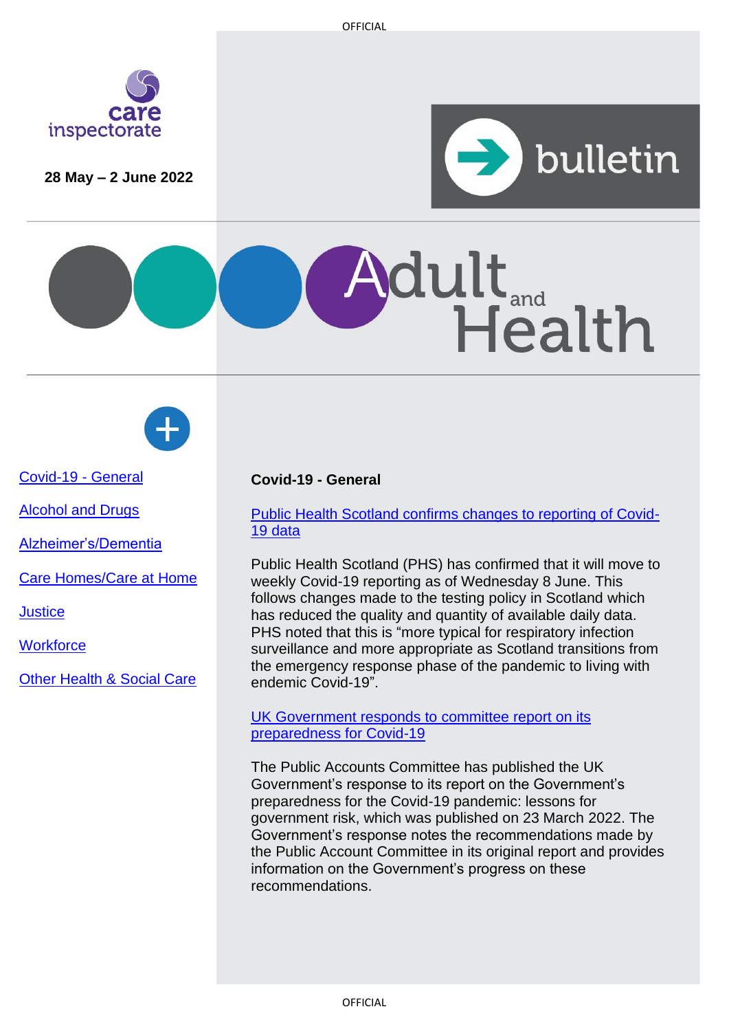care inspectorate

**28 May – 2 June 2022**

bulletin

# Adult and Health

- Covid-19 - General
- Alcohol and Drugs
- Alzheimer's/Dementia
- Care Homes/Care at Home
- Justice
- Workforce
- Other Health & Social Care

## Covid-19 - General

### Public Health Scotland confirms changes to reporting of Covid-19 data

Public Health Scotland (PHS) has confirmed that it will move to weekly Covid-19 reporting as of Wednesday 8 June. This follows changes made to the testing policy in Scotland which has reduced the quality and quantity of available daily data. PHS noted that this is "more typical for respiratory infection surveillance and more appropriate as Scotland transitions from the emergency response phase of the pandemic to living with endemic Covid-19".

### UK Government responds to committee report on its preparedness for Covid-19

The Public Accounts Committee has published the UK Government's response to its report on the Government's preparedness for the Covid-19 pandemic: lessons for government risk, which was published on 23 March 2022. The Government's response notes the recommendations made by the Public Account Committee in its original report and provides information on the Government's progress on these recommendations.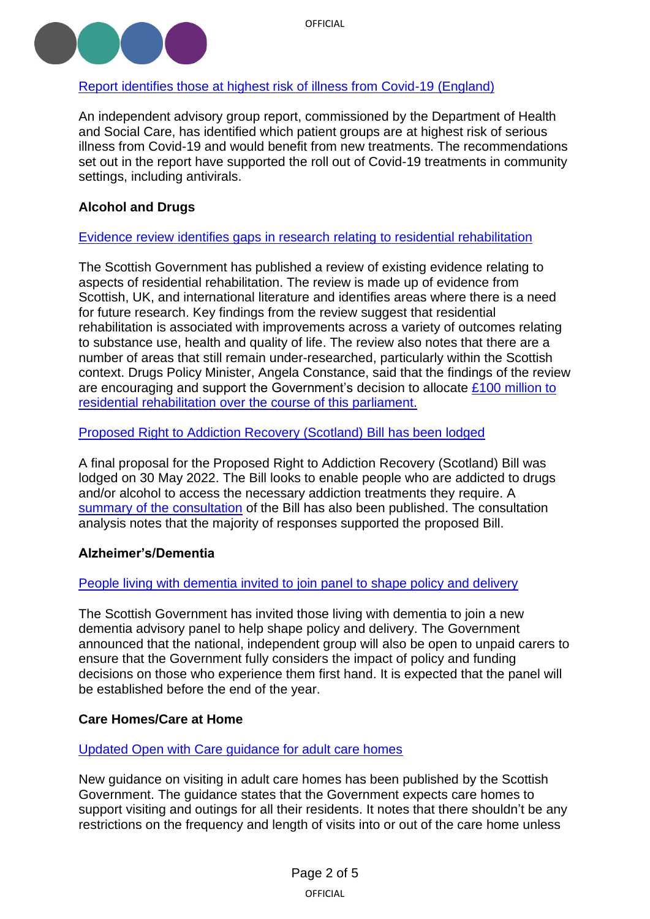Report identifies those at highest risk of illness from Covid-19 (England)

An independent advisory group report, commissioned by the Department of Health and Social Care, has identified which patient groups are at highest risk of serious illness from Covid-19 and would benefit from new treatments. The recommendations set out in the report have supported the roll out of Covid-19 treatments in community settings, including antivirals.

**Alcohol and Drugs**

Evidence review identifies gaps in research relating to residential rehabilitation

The Scottish Government has published a review of existing evidence relating to aspects of residential rehabilitation. The review is made up of evidence from Scottish, UK, and international literature and identifies areas where there is a need for future research. Key findings from the review suggest that residential rehabilitation is associated with improvements across a variety of outcomes relating to substance use, health and quality of life. The review also notes that there are a number of areas that still remain under-researched, particularly within the Scottish context. Drugs Policy Minister, Angela Constance, said that the findings of the review are encouraging and support the Government's decision to allocate £100 million to residential rehabilitation over the course of this parliament.

Proposed Right to Addiction Recovery (Scotland) Bill has been lodged

A final proposal for the Proposed Right to Addiction Recovery (Scotland) Bill was lodged on 30 May 2022. The Bill looks to enable people who are addicted to drugs and/or alcohol to access the necessary addiction treatments they require. A summary of the consultation of the Bill has also been published. The consultation analysis notes that the majority of responses supported the proposed Bill.

**Alzheimer's/Dementia**

People living with dementia invited to join panel to shape policy and delivery

The Scottish Government has invited those living with dementia to join a new dementia advisory panel to help shape policy and delivery. The Government announced that the national, independent group will also be open to unpaid carers to ensure that the Government fully considers the impact of policy and funding decisions on those who experience them first hand. It is expected that the panel will be established before the end of the year.

**Care Homes/Care at Home**

Updated Open with Care guidance for adult care homes

New guidance on visiting in adult care homes has been published by the Scottish Government. The guidance states that the Government expects care homes to support visiting and outings for all their residents. It notes that there shouldn't be any restrictions on the frequency and length of visits into or out of the care home unless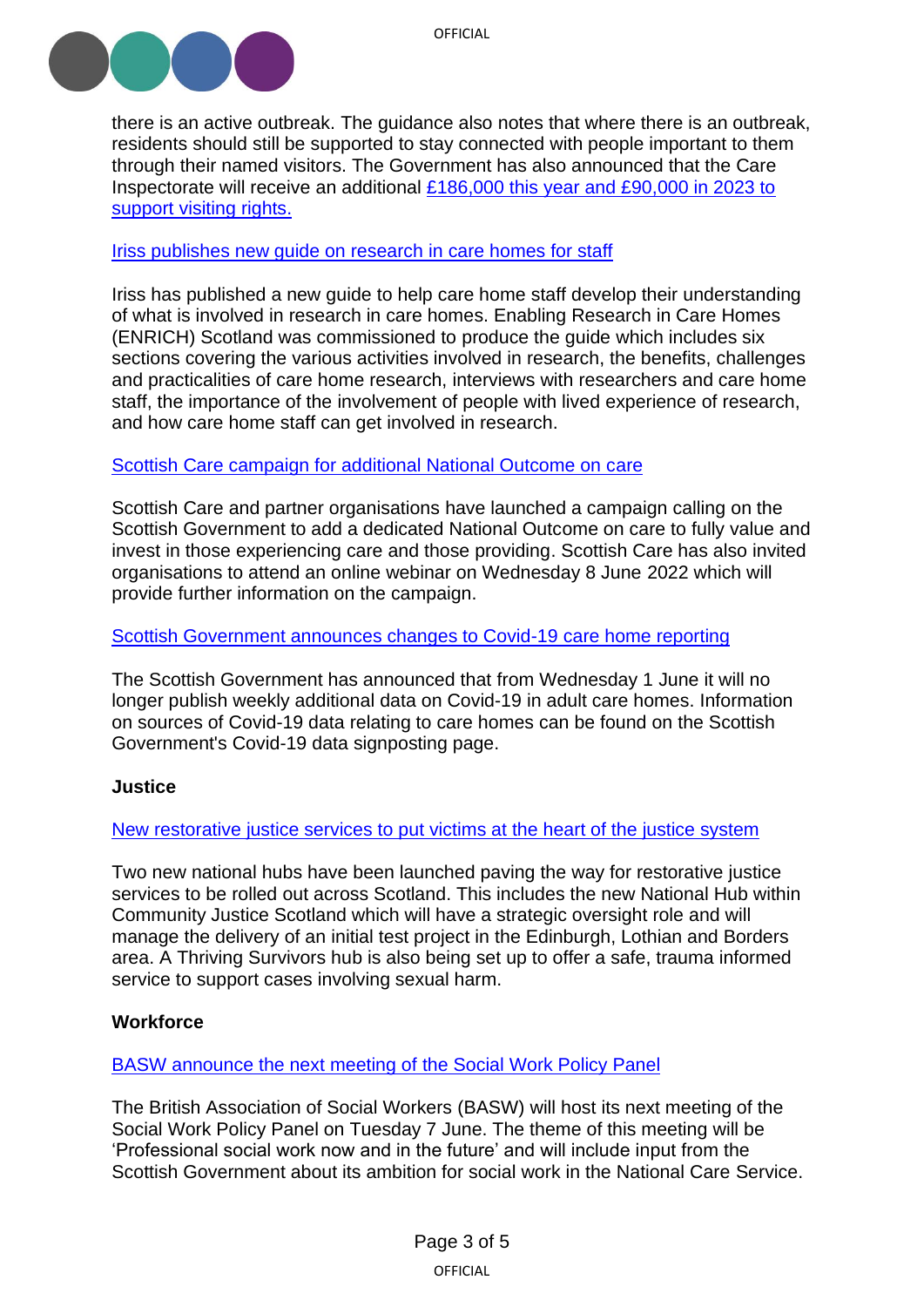there is an active outbreak. The guidance also notes that where there is an outbreak, residents should still be supported to stay connected with people important to them through their named visitors. The Government has also announced that the Care Inspectorate will receive an additional £186,000 this year and £90,000 in 2023 to support visiting rights.

Iriss publishes new guide on research in care homes for staff

Iriss has published a new guide to help care home staff develop their understanding of what is involved in research in care homes. Enabling Research in Care Homes (ENRICH) Scotland was commissioned to produce the guide which includes six sections covering the various activities involved in research, the benefits, challenges and practicalities of care home research, interviews with researchers and care home staff, the importance of the involvement of people with lived experience of research, and how care home staff can get involved in research.

Scottish Care campaign for additional National Outcome on care

Scottish Care and partner organisations have launched a campaign calling on the Scottish Government to add a dedicated National Outcome on care to fully value and invest in those experiencing care and those providing. Scottish Care has also invited organisations to attend an online webinar on Wednesday 8 June 2022 which will provide further information on the campaign.

Scottish Government announces changes to Covid-19 care home reporting

The Scottish Government has announced that from Wednesday 1 June it will no longer publish weekly additional data on Covid-19 in adult care homes. Information on sources of Covid-19 data relating to care homes can be found on the Scottish Government's Covid-19 data signposting page.

**Justice**

New restorative justice services to put victims at the heart of the justice system

Two new national hubs have been launched paving the way for restorative justice services to be rolled out across Scotland. This includes the new National Hub within Community Justice Scotland which will have a strategic oversight role and will manage the delivery of an initial test project in the Edinburgh, Lothian and Borders area. A Thriving Survivors hub is also being set up to offer a safe, trauma informed service to support cases involving sexual harm.

**Workforce**

BASW announce the next meeting of the Social Work Policy Panel

The British Association of Social Workers (BASW) will host its next meeting of the Social Work Policy Panel on Tuesday 7 June. The theme of this meeting will be 'Professional social work now and in the future' and will include input from the Scottish Government about its ambition for social work in the National Care Service.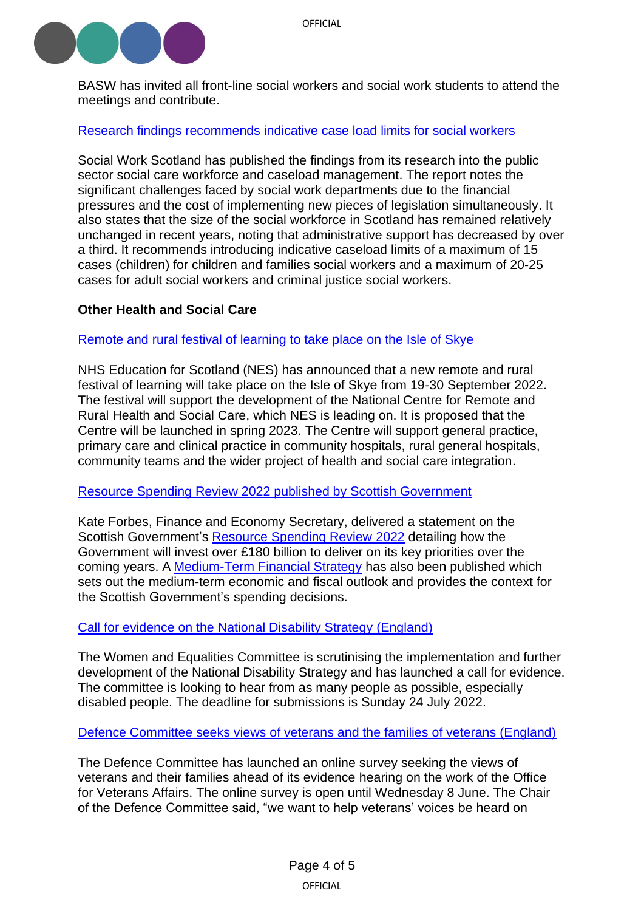BASW has invited all front-line social workers and social work students to attend the meetings and contribute.

[Research findings recommends indicative case load limits for social workers]

Social Work Scotland has published the findings from its research into the public sector social care workforce and caseload management. The report notes the significant challenges faced by social work departments due to the financial pressures and the cost of implementing new pieces of legislation simultaneously. It also states that the size of the social workforce in Scotland has remained relatively unchanged in recent years, noting that administrative support has decreased by over a third. It recommends introducing indicative caseload limits of a maximum of 15 cases (children) for children and families social workers and a maximum of 20-25 cases for adult social workers and criminal justice social workers.

**Other Health and Social Care**

[Remote and rural festival of learning to take place on the Isle of Skye]

NHS Education for Scotland (NES) has announced that a new remote and rural festival of learning will take place on the Isle of Skye from 19-30 September 2022. The festival will support the development of the National Centre for Remote and Rural Health and Social Care, which NES is leading on. It is proposed that the Centre will be launched in spring 2023. The Centre will support general practice, primary care and clinical practice in community hospitals, rural general hospitals, community teams and the wider project of health and social care integration.

[Resource Spending Review 2022 published by Scottish Government]

Kate Forbes, Finance and Economy Secretary, delivered a statement on the Scottish Government's [Resource Spending Review 2022] detailing how the Government will invest over £180 billion to deliver on its key priorities over the coming years. A [Medium-Term Financial Strategy] has also been published which sets out the medium-term economic and fiscal outlook and provides the context for the Scottish Government's spending decisions.

[Call for evidence on the National Disability Strategy (England)]

The Women and Equalities Committee is scrutinising the implementation and further development of the National Disability Strategy and has launched a call for evidence. The committee is looking to hear from as many people as possible, especially disabled people. The deadline for submissions is Sunday 24 July 2022.

[Defence Committee seeks views of veterans and the families of veterans (England)]

The Defence Committee has launched an online survey seeking the views of veterans and their families ahead of its evidence hearing on the work of the Office for Veterans Affairs. The online survey is open until Wednesday 8 June. The Chair of the Defence Committee said, "we want to help veterans' voices be heard on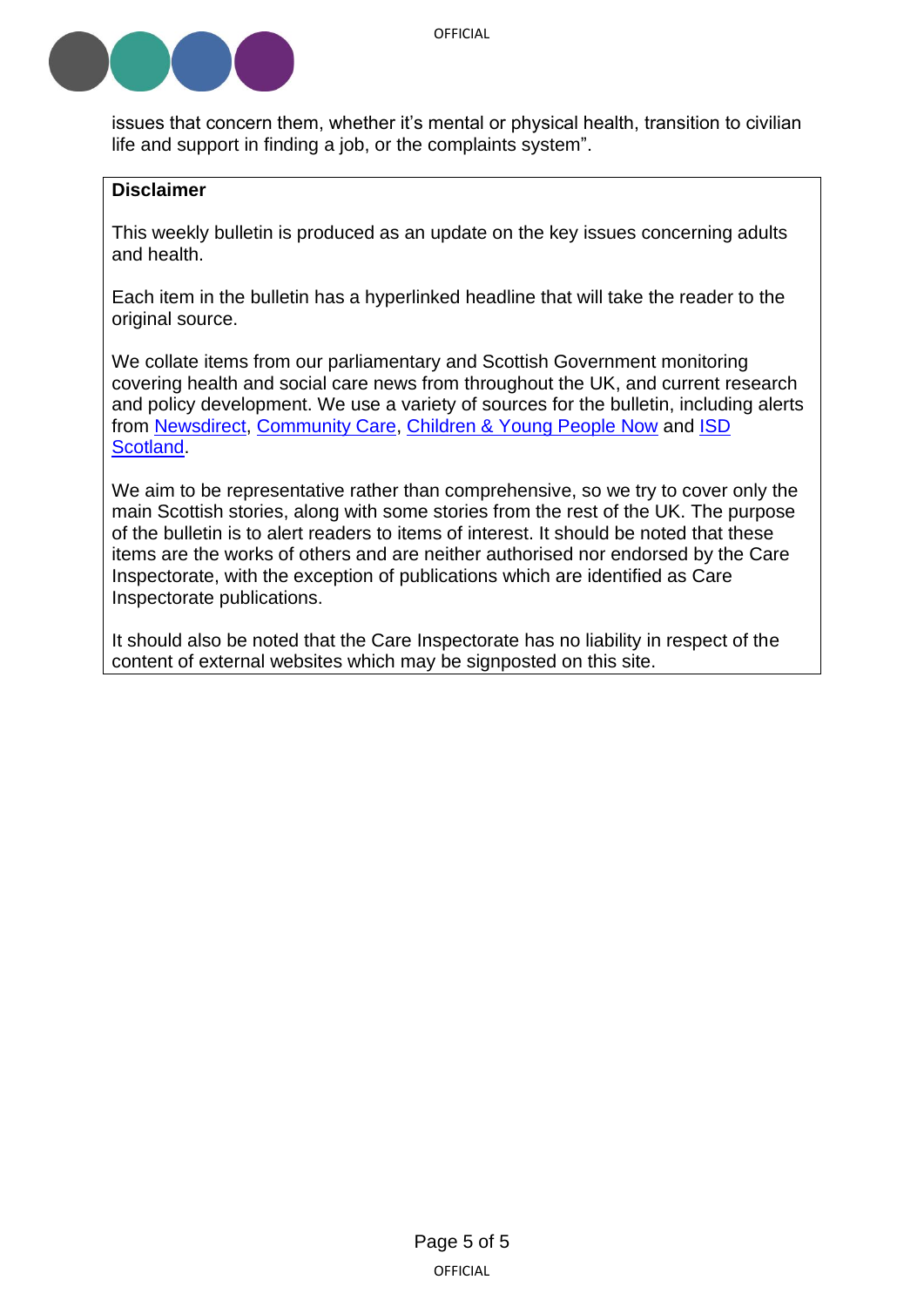issues that concern them, whether it's mental or physical health, transition to civilian life and support in finding a job, or the complaints system".

**Disclaimer**

This weekly bulletin is produced as an update on the key issues concerning adults and health.

Each item in the bulletin has a hyperlinked headline that will take the reader to the original source.

We collate items from our parliamentary and Scottish Government monitoring covering health and social care news from throughout the UK, and current research and policy development. We use a variety of sources for the bulletin, including alerts from Newsdirect, Community Care, Children & Young People Now and ISD Scotland.

We aim to be representative rather than comprehensive, so we try to cover only the main Scottish stories, along with some stories from the rest of the UK. The purpose of the bulletin is to alert readers to items of interest. It should be noted that these items are the works of others and are neither authorised nor endorsed by the Care Inspectorate, with the exception of publications which are identified as Care Inspectorate publications.

It should also be noted that the Care Inspectorate has no liability in respect of the content of external websites which may be signposted on this site.